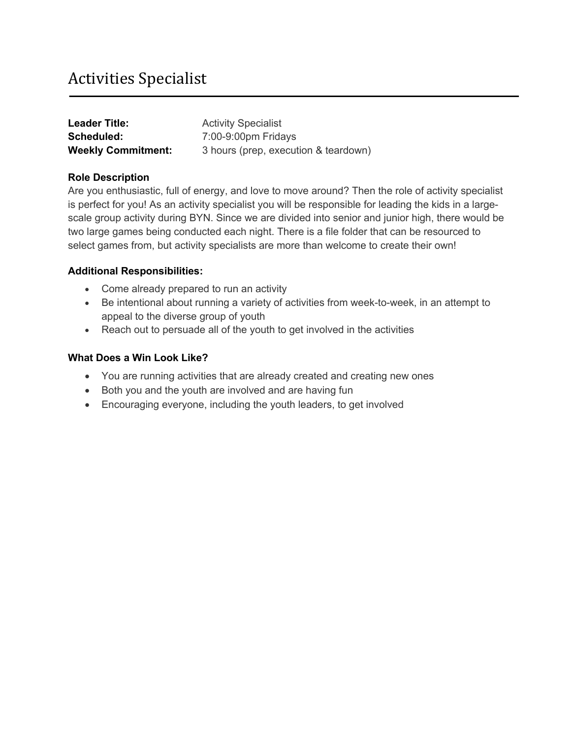# Activities Specialist

**Leader Title:** Activity Specialist
**Scheduled:** 7:00-9:00pm Fridays
**Weekly Commitment:** 3 hours (prep, execution & teardown)

**Role Description**

Are you enthusiastic, full of energy, and love to move around? Then the role of activity specialist is perfect for you! As an activity specialist you will be responsible for leading the kids in a large-scale group activity during BYN. Since we are divided into senior and junior high, there would be two large games being conducted each night. There is a file folder that can be resourced to select games from, but activity specialists are more than welcome to create their own!

**Additional Responsibilities:**

- Come already prepared to run an activity
- Be intentional about running a variety of activities from week-to-week, in an attempt to appeal to the diverse group of youth
- Reach out to persuade all of the youth to get involved in the activities

**What Does a Win Look Like?**

- You are running activities that are already created and creating new ones
- Both you and the youth are involved and are having fun
- Encouraging everyone, including the youth leaders, to get involved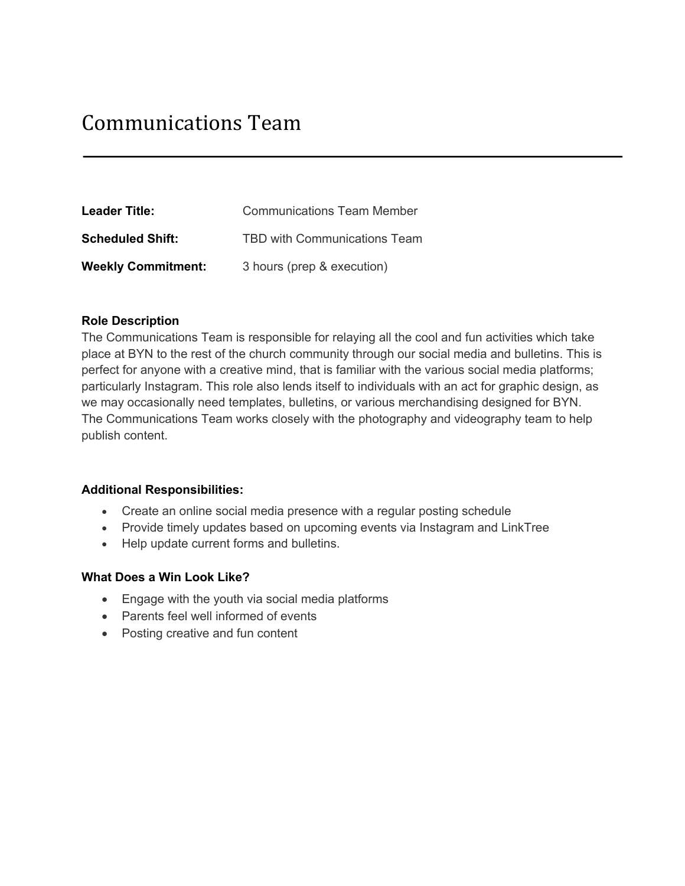# Communications Team

---

**Leader Title:** Communications Team Member

**Scheduled Shift:** TBD with Communications Team

**Weekly Commitment:** 3 hours (prep & execution)

**Role Description**

The Communications Team is responsible for relaying all the cool and fun activities which take place at BYN to the rest of the church community through our social media and bulletins. This is perfect for anyone with a creative mind, that is familiar with the various social media platforms; particularly Instagram. This role also lends itself to individuals with an act for graphic design, as we may occasionally need templates, bulletins, or various merchandising designed for BYN. The Communications Team works closely with the photography and videography team to help publish content.

**Additional Responsibilities:**

- Create an online social media presence with a regular posting schedule
- Provide timely updates based on upcoming events via Instagram and LinkTree
- Help update current forms and bulletins.

**What Does a Win Look Like?**

- Engage with the youth via social media platforms
- Parents feel well informed of events
- Posting creative and fun content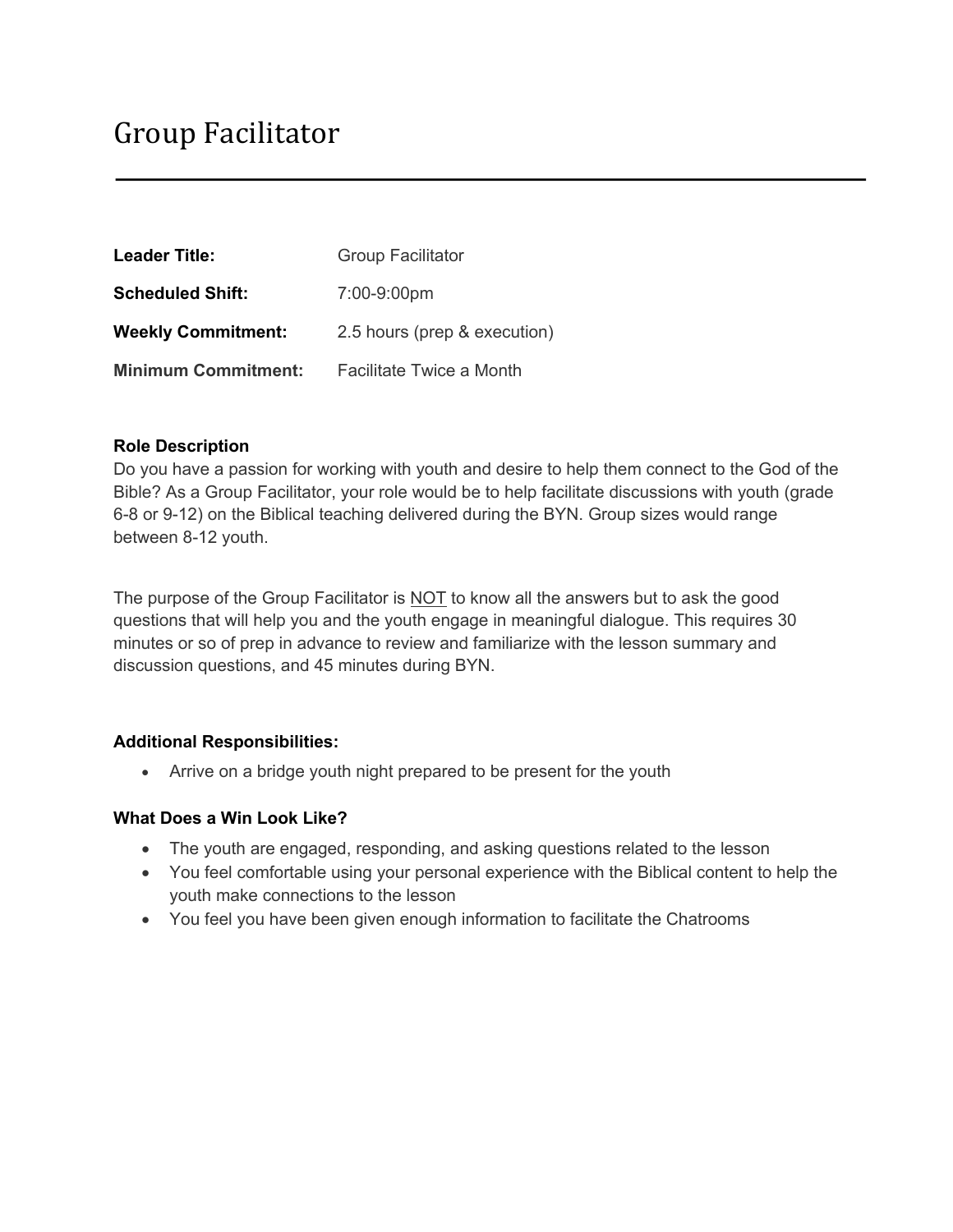# Group Facilitator

---

| | |
|---|---|
| **Leader Title:** | Group Facilitator |
| **Scheduled Shift:** | 7:00-9:00pm |
| **Weekly Commitment:** | 2.5 hours (prep & execution) |
| **Minimum Commitment:** | Facilitate Twice a Month |

**Role Description**

Do you have a passion for working with youth and desire to help them connect to the God of the Bible? As a Group Facilitator, your role would be to help facilitate discussions with youth (grade 6-8 or 9-12) on the Biblical teaching delivered during the BYN. Group sizes would range between 8-12 youth.

The purpose of the Group Facilitator is <u>NOT</u> to know all the answers but to ask the good questions that will help you and the youth engage in meaningful dialogue. This requires 30 minutes or so of prep in advance to review and familiarize with the lesson summary and discussion questions, and 45 minutes during BYN.

**Additional Responsibilities:**

- Arrive on a bridge youth night prepared to be present for the youth

**What Does a Win Look Like?**

- The youth are engaged, responding, and asking questions related to the lesson
- You feel comfortable using your personal experience with the Biblical content to help the youth make connections to the lesson
- You feel you have been given enough information to facilitate the Chatrooms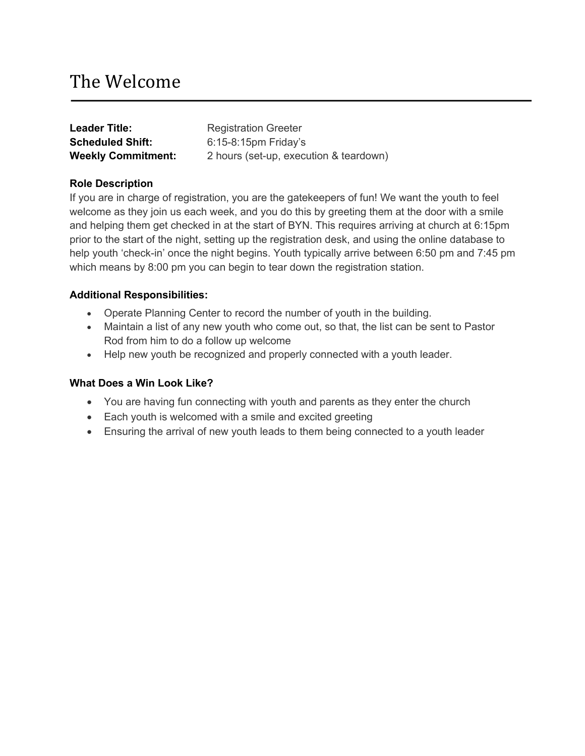# The Welcome

**Leader Title:** Registration Greeter
**Scheduled Shift:** 6:15-8:15pm Friday's
**Weekly Commitment:** 2 hours (set-up, execution & teardown)

**Role Description**

If you are in charge of registration, you are the gatekeepers of fun! We want the youth to feel welcome as they join us each week, and you do this by greeting them at the door with a smile and helping them get checked in at the start of BYN. This requires arriving at church at 6:15pm prior to the start of the night, setting up the registration desk, and using the online database to help youth 'check-in' once the night begins. Youth typically arrive between 6:50 pm and 7:45 pm which means by 8:00 pm you can begin to tear down the registration station.

**Additional Responsibilities:**

- Operate Planning Center to record the number of youth in the building.
- Maintain a list of any new youth who come out, so that, the list can be sent to Pastor Rod from him to do a follow up welcome
- Help new youth be recognized and properly connected with a youth leader.

**What Does a Win Look Like?**

- You are having fun connecting with youth and parents as they enter the church
- Each youth is welcomed with a smile and excited greeting
- Ensuring the arrival of new youth leads to them being connected to a youth leader